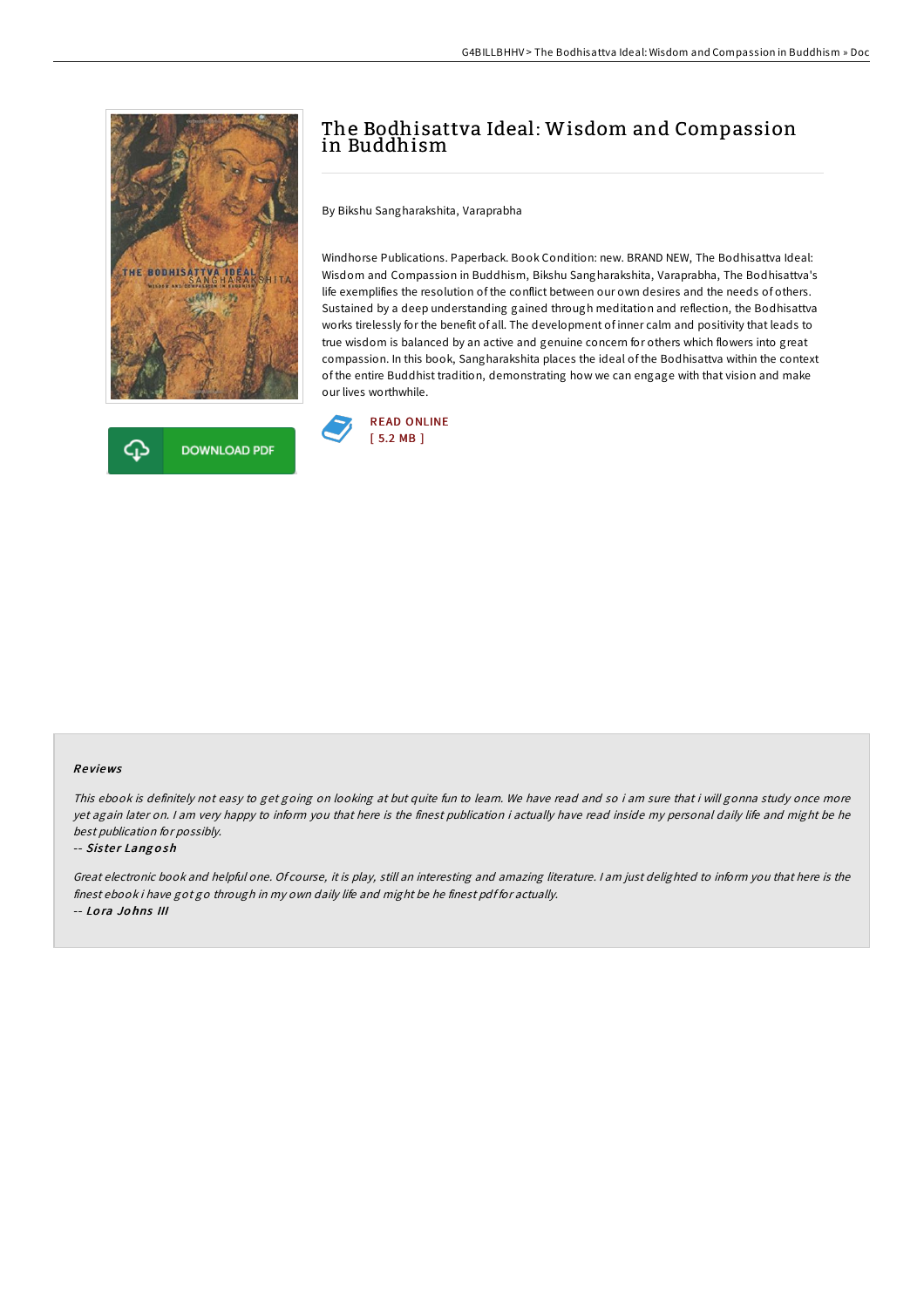# The Bodhisattva Ideal: Wisdom and Compassion in Buddhism

By Bikshu Sangharakshita, Varaprabha

Windhorse Publications. Paperback. Book Condition: new. BRAND NEW, The Bodhisattva Ideal: Wisdom and Compassion in Buddhism, Bikshu Sangharakshita, Varaprabha, The Bodhisattva's life exemplifies the resolution of the conflict between our own desires and the needs of others. Sustained by a deep understanding gained through meditation and reflection, the Bodhisattva works tirelessly for the benefit of all. The development of inner calm and positivity that leads to true wisdom is balanced by an active and genuine concern for others which flowers into great compassion. In this book, Sangharakshita places the ideal of the Bodhisattva within the context of the entire Buddhist tradition, demonstrating how we can engage with that vision and make our lives worthwhile.

DOWNLOAD PDF

READ ONLINE
[ 5.2 MB ]

## Reviews

*This ebook is definitely not easy to get going on looking at but quite fun to learn. We have read and so i am sure that i will gonna study once more yet again later on. I am very happy to inform you that here is the finest publication i actually have read inside my personal daily life and might be he best publication for possibly.*

-- *Sister Langosh*

*Great electronic book and helpful one. Of course, it is play, still an interesting and amazing literature. I am just delighted to inform you that here is the finest ebook i have got go through in my own daily life and might be he finest pdf for actually.*

-- *Lora Johns III*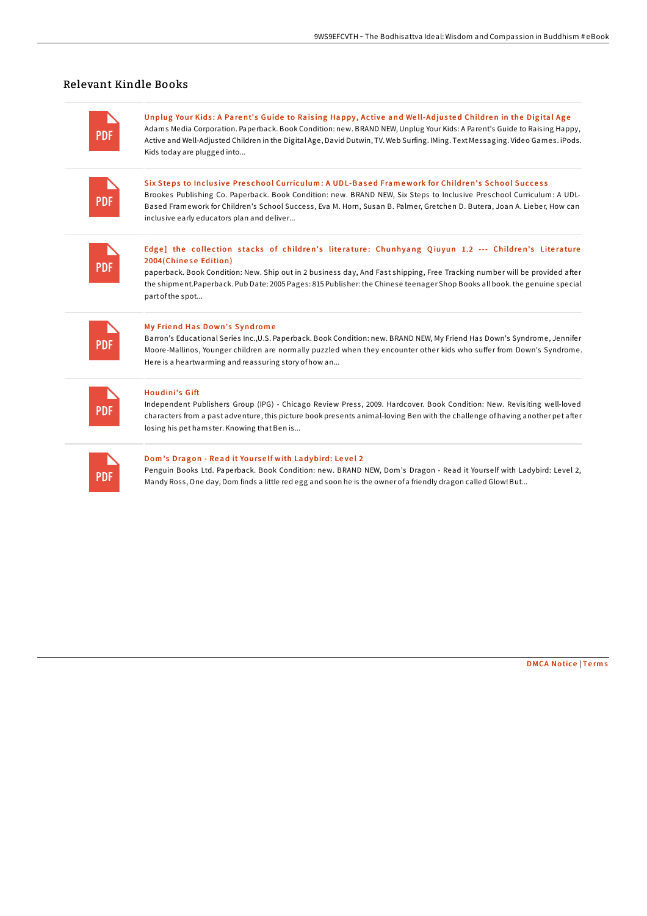## Relevant Kindle Books

### Unplug Your Kids: A Parent's Guide to Raising Happy, Active and Well-Adjusted Children in the Digital Age

Adams Media Corporation. Paperback. Book Condition: new. BRAND NEW, Unplug Your Kids: A Parent's Guide to Raising Happy, Active and Well-Adjusted Children in the Digital Age, David Dutwin, TV. Web Surfing. IMing. Text Messaging. Video Games. iPods. Kids today are plugged into...

### Six Steps to Inclusive Preschool Curriculum: A UDL-Based Framework for Children's School Success

Brookes Publishing Co. Paperback. Book Condition: new. BRAND NEW, Six Steps to Inclusive Preschool Curriculum: A UDL-Based Framework for Children's School Success, Eva M. Horn, Susan B. Palmer, Gretchen D. Butera, Joan A. Lieber, How can inclusive early educators plan and deliver...

### Edge] the collection stacks of children's literature: Chunhyang Qiuyun 1.2 --- Children's Literature 2004(Chinese Edition)

paperback. Book Condition: New. Ship out in 2 business day, And Fast shipping, Free Tracking number will be provided after the shipment.Paperback. Pub Date: 2005 Pages: 815 Publisher: the Chinese teenager Shop Books all book. the genuine special part of the spot...

### My Friend Has Down's Syndrome

Barron's Educational Series Inc.,U.S. Paperback. Book Condition: new. BRAND NEW, My Friend Has Down's Syndrome, Jennifer Moore-Mallinos, Younger children are normally puzzled when they encounter other kids who suffer from Down's Syndrome. Here is a heartwarming and reassuring story of how an...

### Houdini's Gift

Independent Publishers Group (IPG) - Chicago Review Press, 2009. Hardcover. Book Condition: New. Revisiting well-loved characters from a past adventure, this picture book presents animal-loving Ben with the challenge of having another pet after losing his pet hamster. Knowing that Ben is...

### Dom's Dragon - Read it Yourself with Ladybird: Level 2

Penguin Books Ltd. Paperback. Book Condition: new. BRAND NEW, Dom's Dragon - Read it Yourself with Ladybird: Level 2, Mandy Ross, One day, Dom finds a little red egg and soon he is the owner of a friendly dragon called Glow! But...